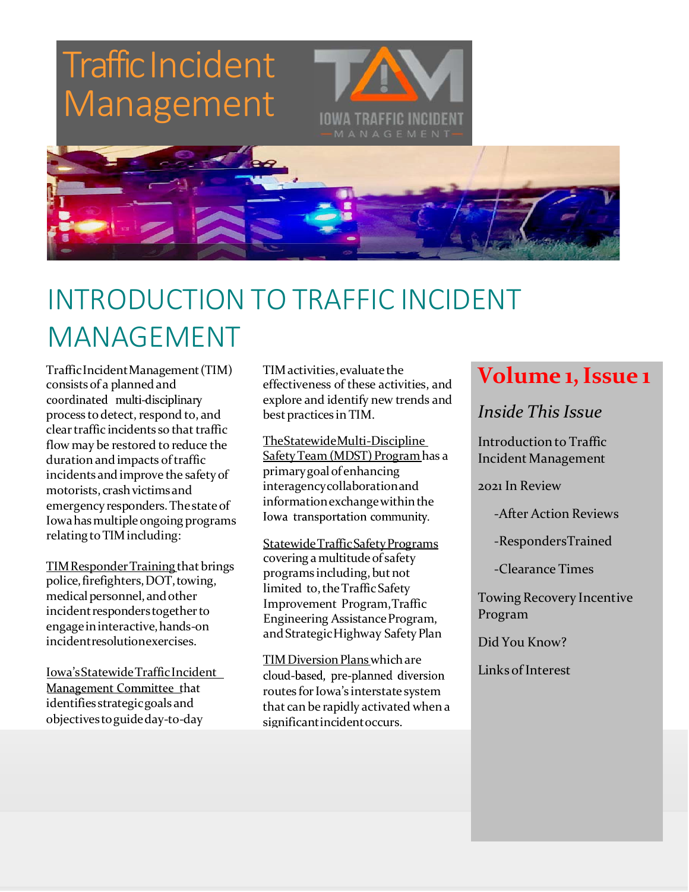# Traffic Incident Management

IOWA TRAFFIC INCIDENT MANAGEMENT

## INTRODUCTION TO TRAFFIC INCIDENT MANAGEMENT

Traffic Incident Management (TIM) consists of a planned and coordinated multi-disciplinary process to detect, respond to, and clear traffic incidents so that traffic flow may be restored to reduce the duration and impacts of traffic incidents and improve the safety of motorists, crash victims and emergency responders. The state of Iowa has multiple ongoing programs relating to TIM including:

TIM Responder Training that brings police, firefighters, DOT, towing, medical personnel, and other incident responders together to engage in interactive, hands-on incident resolution exercises.

Iowa's Statewide Traffic Incident Management Committee that identifies strategic goals and objectives to guide day-to-day TIM activities, evaluate the effectiveness of these activities, and explore and identify new trends and best practices in TIM.

The Statewide Multi-Discipline Safety Team (MDST) Program has a primary goal of enhancing interagency collaboration and information exchange within the Iowa transportation community.

Statewide Traffic Safety Programs covering a multitude of safety programs including, but not limited to, the Traffic Safety Improvement Program, Traffic Engineering Assistance Program, and Strategic Highway Safety Plan

TIM Diversion Plans which are cloud-based, pre-planned diversion routes for Iowa's interstate system that can be rapidly activated when a significant incident occurs.

**Volume 1, Issue 1**

*Inside This Issue*

- Introduction to Traffic Incident Management
- 2021 In Review
  - -After Action Reviews
  - -Responders Trained
  - -Clearance Times
- Towing Recovery Incentive Program
- Did You Know?
- Links of Interest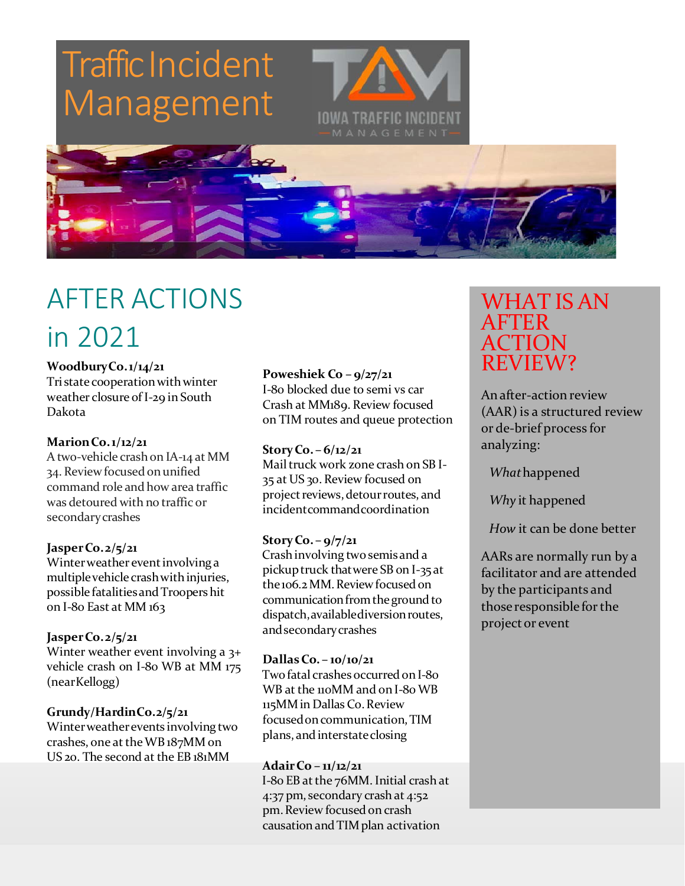# Traffic Incident Management

IOWA TRAFFIC INCIDENT MANAGEMENT

## AFTER ACTIONS in 2021

**Woodbury Co. 1/14/21**
Tri state cooperation with winter weather closure of I-29 in South Dakota

**Marion Co. 1/12/21**
A two-vehicle crash on IA-14 at MM 34. Review focused on unified command role and how area traffic was detoured with no traffic or secondary crashes

**Jasper Co. 2/5/21**
Winter weather event involving a multiple vehicle crash with injuries, possible fatalities and Troopers hit on I-80 East at MM 163

**Jasper Co. 2/5/21**
Winter weather event involving a 3+ vehicle crash on I-80 WB at MM 175 (near Kellogg)

**Grundy/Hardin Co. 2/5/21**
Winter weather events involving two crashes, one at the WB 187MM on US 20. The second at the EB 181MM

**Poweshiek Co – 9/27/21**
I-80 blocked due to semi vs car Crash at MM189. Review focused on TIM routes and queue protection

**Story Co. – 6/12/21**
Mail truck work zone crash on SB I-35 at US 30. Review focused on project reviews, detour routes, and incident command coordination

**Story Co. – 9/7/21**
Crash involving two semis and a pickup truck that were SB on I-35 at the 106.2 MM. Review focused on communication from the ground to dispatch, available diversion routes, and secondary crashes

**Dallas Co. – 10/10/21**
Two fatal crashes occurred on I-80 WB at the 110MM and on I-80 WB 115MM in Dallas Co. Review focused on communication, TIM plans, and interstate closing

**Adair Co – 11/12/21**
I-80 EB at the 76MM. Initial crash at 4:37 pm, secondary crash at 4:52 pm. Review focused on crash causation and TIM plan activation

## WHAT IS AN AFTER ACTION REVIEW?

An after-action review (AAR) is a structured review or de-brief process for analyzing:

*What* happened

*Why* it happened

*How* it can be done better

AARs are normally run by a facilitator and are attended by the participants and those responsible for the project or event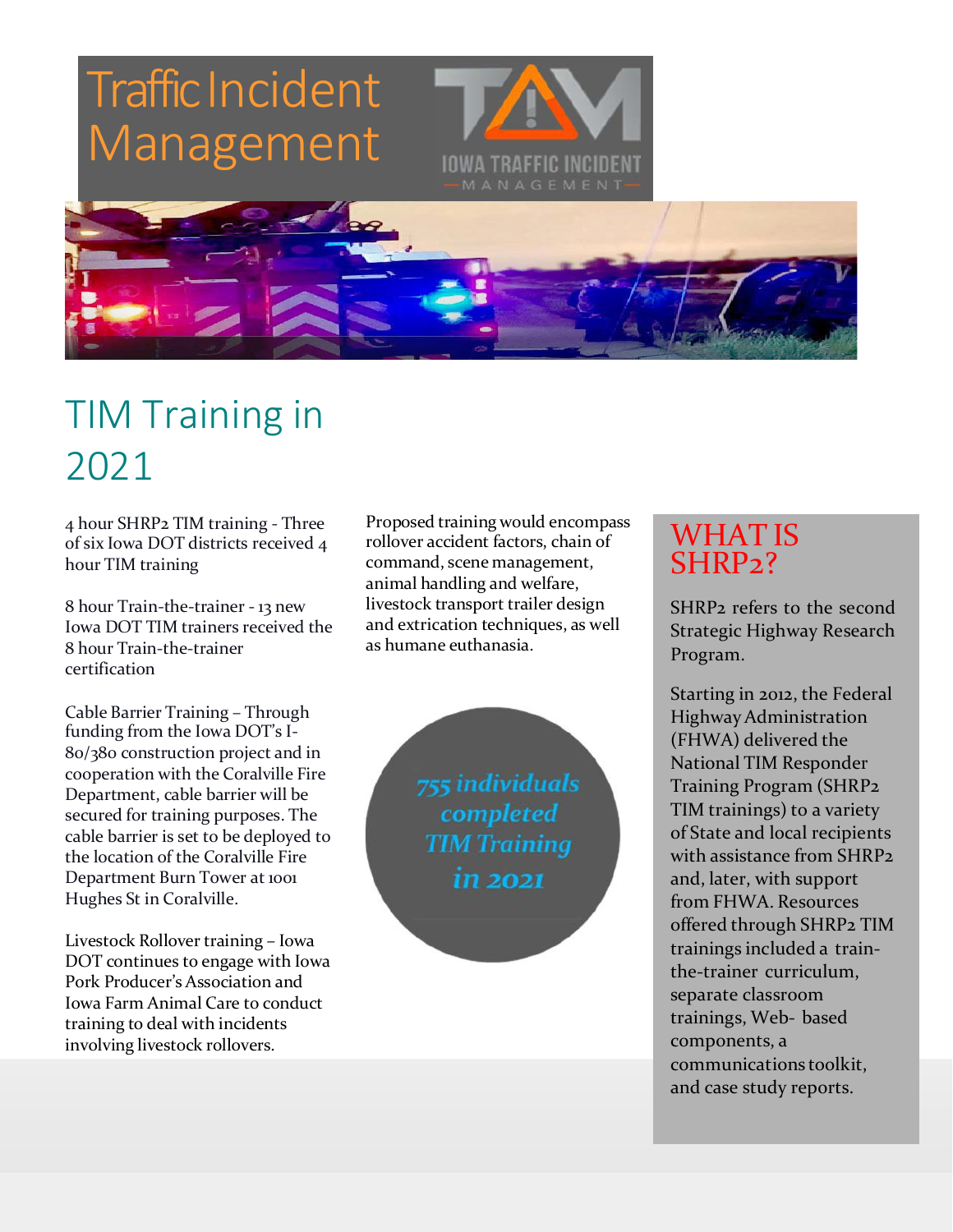# Traffic Incident Management

IOWA TRAFFIC INCIDENT MANAGEMENT

## TIM Training in 2021

4 hour SHRP2 TIM training - Three of six Iowa DOT districts received 4 hour TIM training

8 hour Train-the-trainer - 13 new Iowa DOT TIM trainers received the 8 hour Train-the-trainer certification

Cable Barrier Training – Through funding from the Iowa DOT's I-80/380 construction project and in cooperation with the Coralville Fire Department, cable barrier will be secured for training purposes. The cable barrier is set to be deployed to the location of the Coralville Fire Department Burn Tower at 1001 Hughes St in Coralville.

Livestock Rollover training – Iowa DOT continues to engage with Iowa Pork Producer's Association and Iowa Farm Animal Care to conduct training to deal with incidents involving livestock rollovers.

Proposed training would encompass rollover accident factors, chain of command, scene management, animal handling and welfare, livestock transport trailer design and extrication techniques, as well as humane euthanasia.

*755 individuals completed TIM Training in 2021*

## WHAT IS SHRP2?

SHRP2 refers to the second Strategic Highway Research Program.

Starting in 2012, the Federal Highway Administration (FHWA) delivered the National TIM Responder Training Program (SHRP2 TIM trainings) to a variety of State and local recipients with assistance from SHRP2 and, later, with support from FHWA. Resources offered through SHRP2 TIM trainings included a train-the-trainer curriculum, separate classroom trainings, Web- based components, a communications toolkit, and case study reports.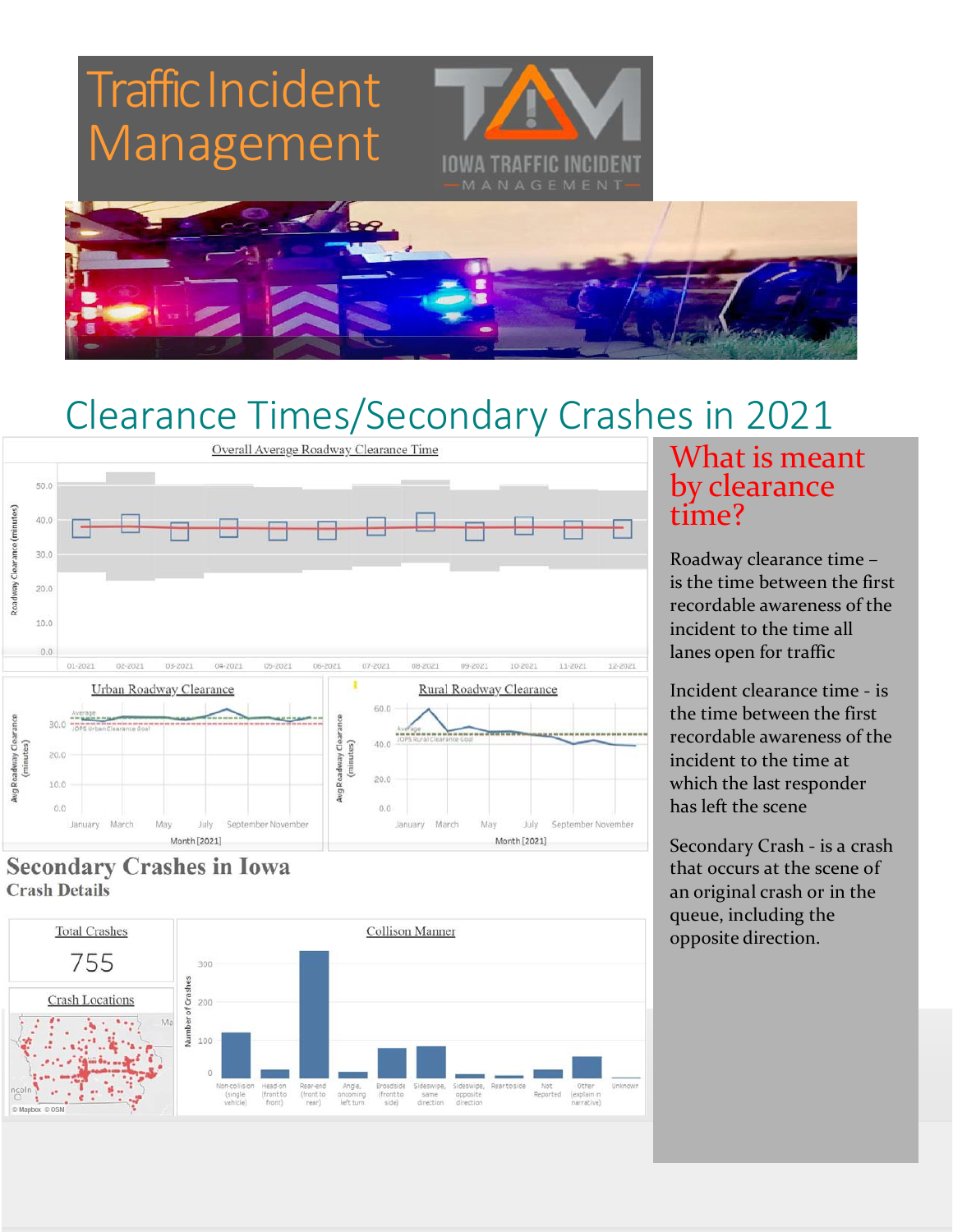# Traffic Incident Management

IOWA TRAFFIC INCIDENT MANAGEMENT

## Clearance Times/Secondary Crashes in 2021

**Overall Average Roadway Clearance Time**

**Urban Roadway Clearance**

**Rural Roadway Clearance**

### Secondary Crashes in Iowa

**Crash Details**

**Total Crashes**

755

**Crash Locations**

**Collison Manner**

## What is meant by clearance time?

Roadway clearance time – is the time between the first recordable awareness of the incident to the time all lanes open for traffic

Incident clearance time - is the time between the first recordable awareness of the incident to the time at which the last responder has left the scene

Secondary Crash - is a crash that occurs at the scene of an original crash or in the queue, including the opposite direction.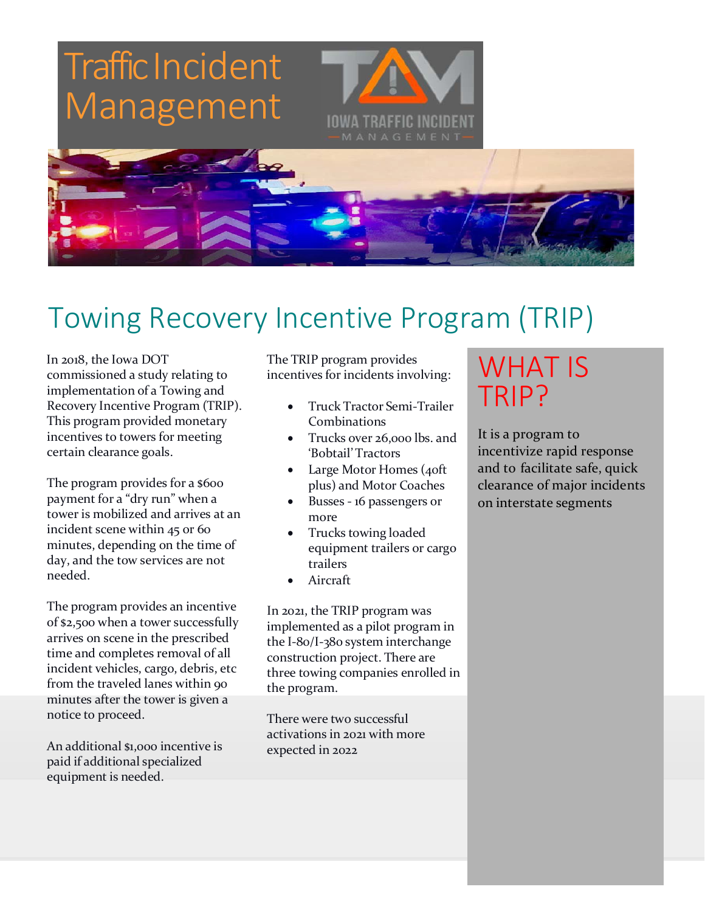# Traffic Incident Management

IOWA TRAFFIC INCIDENT MANAGEMENT

## Towing Recovery Incentive Program (TRIP)

In 2018, the Iowa DOT commissioned a study relating to implementation of a Towing and Recovery Incentive Program (TRIP). This program provided monetary incentives to towers for meeting certain clearance goals.

The program provides for a $600 payment for a "dry run" when a tower is mobilized and arrives at an incident scene within 45 or 60 minutes, depending on the time of day, and the tow services are not needed.

The program provides an incentive of $2,500 when a tower successfully arrives on scene in the prescribed time and completes removal of all incident vehicles, cargo, debris, etc from the traveled lanes within 90 minutes after the tower is given a notice to proceed.

An additional $1,000 incentive is paid if additional specialized equipment is needed.

The TRIP program provides incentives for incidents involving:

- Truck Tractor Semi-Trailer Combinations
- Trucks over 26,000 lbs. and 'Bobtail' Tractors
- Large Motor Homes (40ft plus) and Motor Coaches
- Busses - 16 passengers or more
- Trucks towing loaded equipment trailers or cargo trailers
- Aircraft

In 2021, the TRIP program was implemented as a pilot program in the I-80/I-380 system interchange construction project. There are three towing companies enrolled in the program.

There were two successful activations in 2021 with more expected in 2022

### WHAT IS TRIP?

It is a program to incentivize rapid response and to facilitate safe, quick clearance of major incidents on interstate segments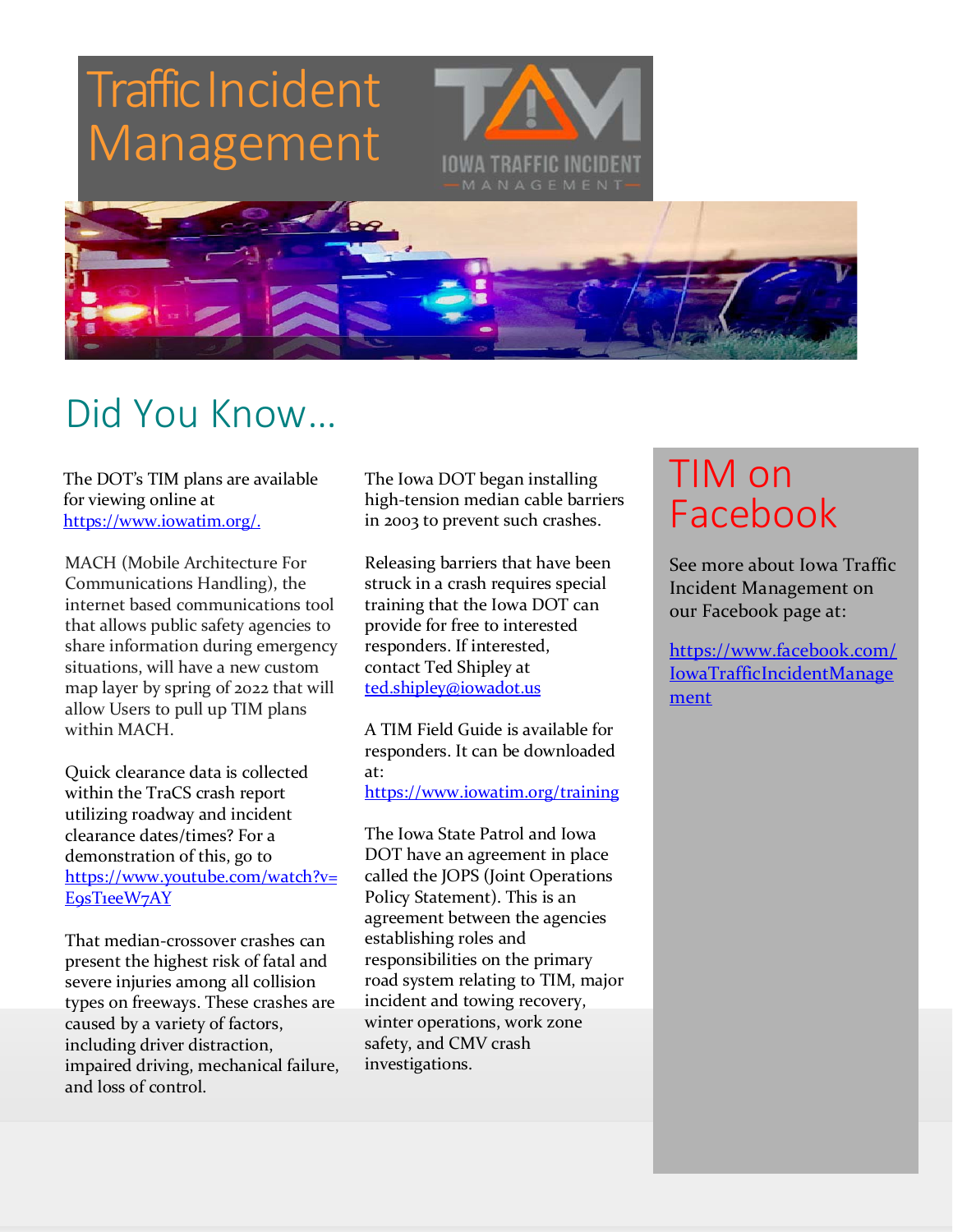# Traffic Incident Management

IOWA TRAFFIC INCIDENT MANAGEMENT

## Did You Know…

The DOT's TIM plans are available for viewing online at https://www.iowatim.org/.

MACH (Mobile Architecture For Communications Handling), the internet based communications tool that allows public safety agencies to share information during emergency situations, will have a new custom map layer by spring of 2022 that will allow Users to pull up TIM plans within MACH.

Quick clearance data is collected within the TraCS crash report utilizing roadway and incident clearance dates/times? For a demonstration of this, go to https://www.youtube.com/watch?v=E9sT1eeW7AY

That median-crossover crashes can present the highest risk of fatal and severe injuries among all collision types on freeways. These crashes are caused by a variety of factors, including driver distraction, impaired driving, mechanical failure, and loss of control.

The Iowa DOT began installing high-tension median cable barriers in 2003 to prevent such crashes.

Releasing barriers that have been struck in a crash requires special training that the Iowa DOT can provide for free to interested responders. If interested, contact Ted Shipley at ted.shipley@iowadot.us

A TIM Field Guide is available for responders. It can be downloaded at: https://www.iowatim.org/training

The Iowa State Patrol and Iowa DOT have an agreement in place called the JOPS (Joint Operations Policy Statement). This is an agreement between the agencies establishing roles and responsibilities on the primary road system relating to TIM, major incident and towing recovery, winter operations, work zone safety, and CMV crash investigations.

## TIM on Facebook

See more about Iowa Traffic Incident Management on our Facebook page at:

https://www.facebook.com/IowaTrafficIncidentManagement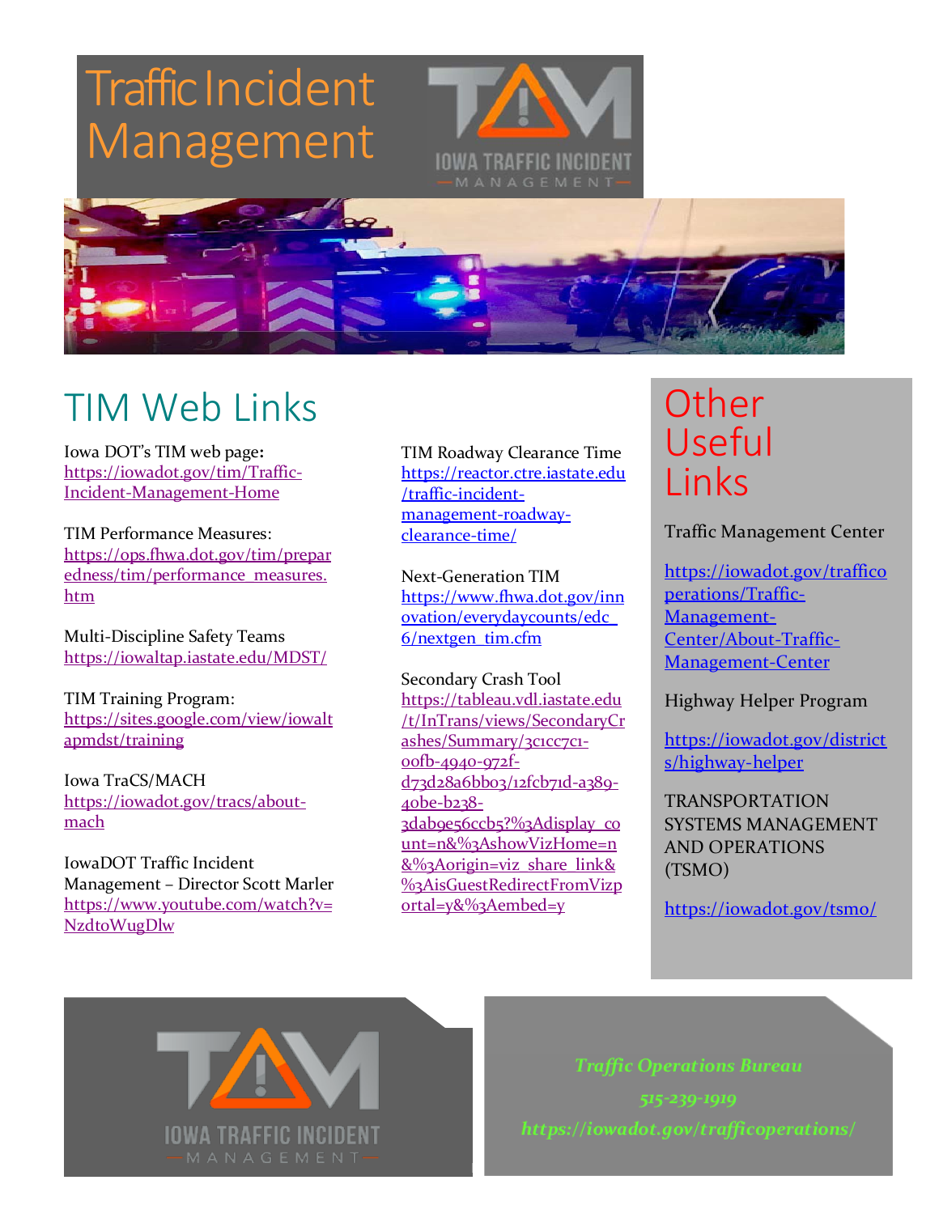# Traffic Incident Management

IOWA TRAFFIC INCIDENT MANAGEMENT

## TIM Web Links

Iowa DOT's TIM web page:
https://iowadot.gov/tim/Traffic-Incident-Management-Home

TIM Performance Measures:
https://ops.fhwa.dot.gov/tim/preparedness/tim/performance_measures.htm

Multi-Discipline Safety Teams
https://iowaltap.iastate.edu/MDST/

TIM Training Program:
https://sites.google.com/view/iowaltapmdst/training

Iowa TraCS/MACH
https://iowadot.gov/tracs/about-mach

IowaDOT Traffic Incident Management – Director Scott Marler
https://www.youtube.com/watch?v=NzdtoWugDlw

TIM Roadway Clearance Time
https://reactor.ctre.iastate.edu/traffic-incident-management-roadway-clearance-time/

Next-Generation TIM
https://www.fhwa.dot.gov/innovation/everydaycounts/edc_6/nextgen_tim.cfm

Secondary Crash Tool
https://tableau.vdl.iastate.edu/t/InTrans/views/SecondaryCrashes/Summary/3c1cc7c1-00fb-4940-972f-d73d28a6bb03/12fcb71d-a389-40be-b238-3dab9e56ccb5?%3Adisplay_count=n&%3AshowVizHome=n&%3Aorigin=viz_share_link&%3AisGuestRedirectFromVizportal=y&%3Aembed=y

## Other Useful Links

Traffic Management Center

https://iowadot.gov/trafficoperations/Traffic-Management-Center/About-Traffic-Management-Center

Highway Helper Program

https://iowadot.gov/districts/highway-helper

TRANSPORTATION SYSTEMS MANAGEMENT AND OPERATIONS (TSMO)

https://iowadot.gov/tsmo/

IOWA TRAFFIC INCIDENT MANAGEMENT

*Traffic Operations Bureau*

*515-239-1919*

*https://iowadot.gov/trafficoperations/*